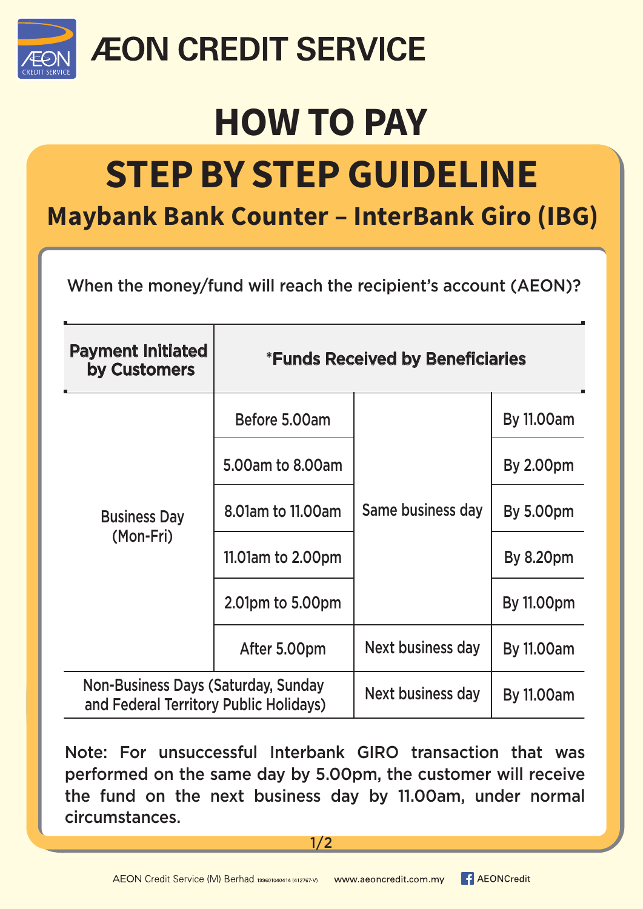# ÆON CREDIT SERVICE

# HOW TO PAY

## STEP BY STEP GUIDELINE

### Maybank Bank Counter – InterBank Giro (IBG)

When the money/fund will reach the recipient's account (AEON)?

| Payment Initiated by Customers | | *Funds Received by Beneficiaries | |
|---|---|---|---|
| Business Day (Mon-Fri) | Before 5.00am | Same business day | By 11.00am |
| | 5.00am to 8.00am | Same business day | By 2.00pm |
| | 8.01am to 11.00am | Same business day | By 5.00pm |
| | 11.01am to 2.00pm | Same business day | By 8.20pm |
| | 2.01pm to 5.00pm | Same business day | By 11.00pm |
| | After 5.00pm | Next business day | By 11.00am |
| Non-Business Days (Saturday, Sunday and Federal Territory Public Holidays) | | Next business day | By 11.00am |

Note: For unsuccessful Interbank GIRO transaction that was performed on the same day by 5.00pm, the customer will receive the fund on the next business day by 11.00am, under normal circumstances.

AEON Credit Service (M) Berhad 199601040414 (412767-V) www.aeoncredit.com.my AEONCredit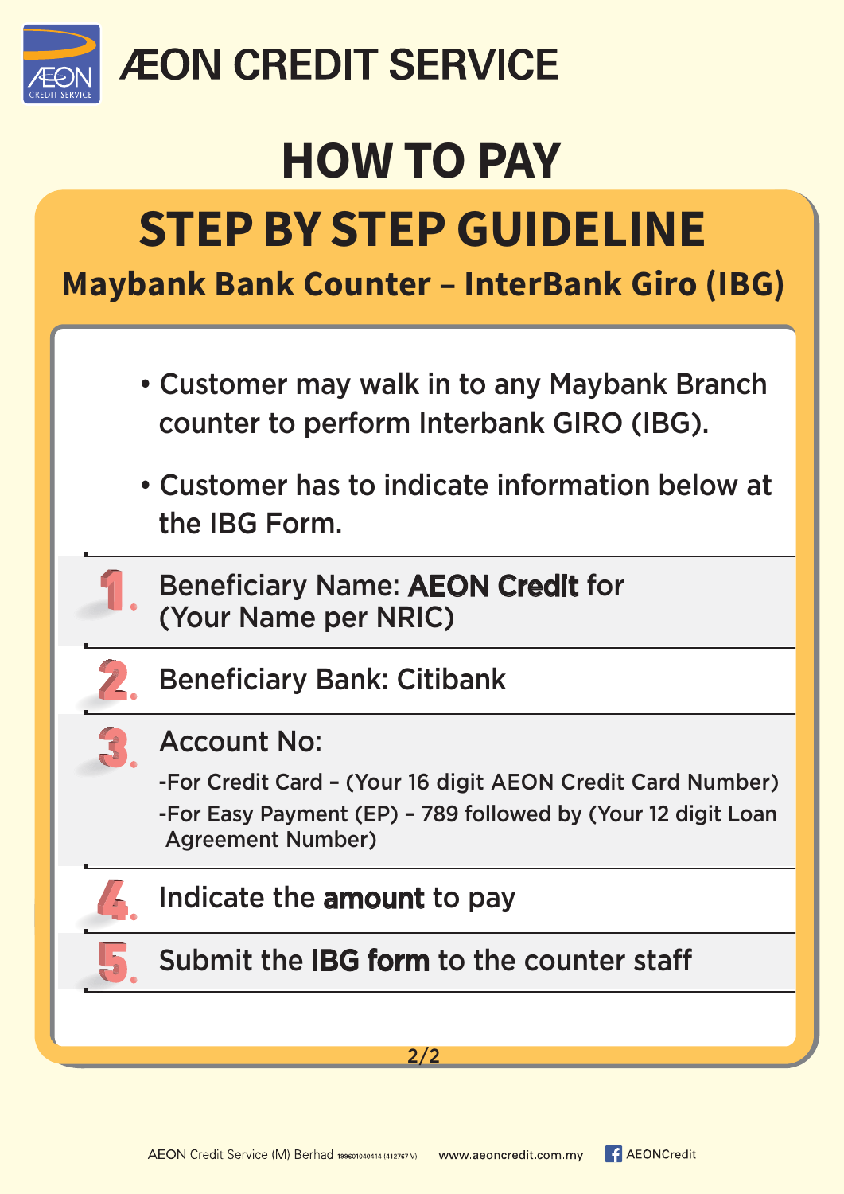ÆON CREDIT SERVICE

# HOW TO PAY

## STEP BY STEP GUIDELINE

### Maybank Bank Counter – InterBank Giro (IBG)

- Customer may walk in to any Maybank Branch counter to perform Interbank GIRO (IBG).
- Customer has to indicate information below at the IBG Form.

1. Beneficiary Name: **AEON Credit** for (Your Name per NRIC)
2. Beneficiary Bank: Citibank
3. Account No:
   - -For Credit Card – (Your 16 digit AEON Credit Card Number)
   - -For Easy Payment (EP) – 789 followed by (Your 12 digit Loan Agreement Number)
4. Indicate the **amount** to pay
5. Submit the **IBG form** to the counter staff

AEON Credit Service (M) Berhad 199601040414 (412767-V) www.aeoncredit.com.my AEONCredit